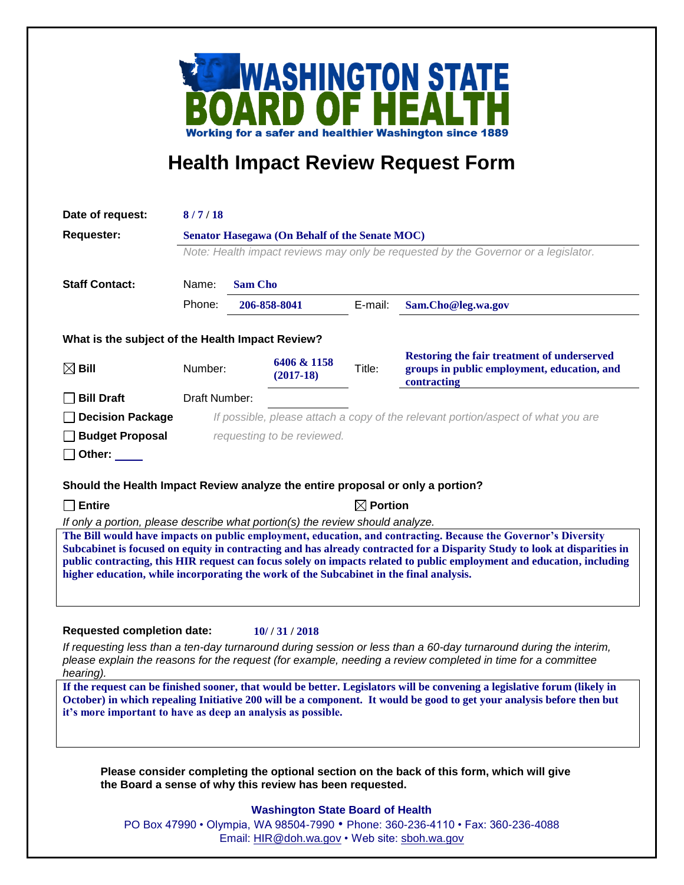# WASHINGTON STATE BOARD OF HEALTH

Working for a safer and healthier Washington since 1889

## Health Impact Review Request Form

**Date of request:** 8 / 7 / 18

**Requester:** Senator Hasegawa (On Behalf of the Senate MOC)

*Note: Health impact reviews may only be requested by the Governor or a legislator.*

**Staff Contact:**

Name: Sam Cho

Phone: 206-858-8041 E-mail: Sam.Cho@leg.wa.gov

### What is the subject of the Health Impact Review?

☒ **Bill** Number: 6406 & 1158 (2017-18) Title: Restoring the fair treatment of underserved groups in public employment, education, and contracting

☐ **Bill Draft** Draft Number:

☐ **Decision Package**

☐ **Budget Proposal**

☐ **Other:**

*If possible, please attach a copy of the relevant portion/aspect of what you are requesting to be reviewed.*

### Should the Health Impact Review analyze the entire proposal or only a portion?

☐ **Entire** ☒ **Portion**

*If only a portion, please describe what portion(s) the review should analyze.*

The Bill would have impacts on public employment, education, and contracting. Because the Governor's Diversity Subcabinet is focused on equity in contracting and has already contracted for a Disparity Study to look at disparities in public contracting, this HIR request can focus solely on impacts related to public employment and education, including higher education, while incorporating the work of the Subcabinet in the final analysis.

**Requested completion date:** 10/ / 31 / 2018

*If requesting less than a ten-day turnaround during session or less than a 60-day turnaround during the interim, please explain the reasons for the request (for example, needing a review completed in time for a committee hearing).*

If the request can be finished sooner, that would be better. Legislators will be convening a legislative forum (likely in October) in which repealing Initiative 200 will be a component. It would be good to get your analysis before then but it's more important to have as deep an analysis as possible.

**Please consider completing the optional section on the back of this form, which will give the Board a sense of why this review has been requested.**

**Washington State Board of Health**

PO Box 47990 • Olympia, WA 98504-7990 • Phone: 360-236-4110 • Fax: 360-236-4088

Email: HIR@doh.wa.gov • Web site: sboh.wa.gov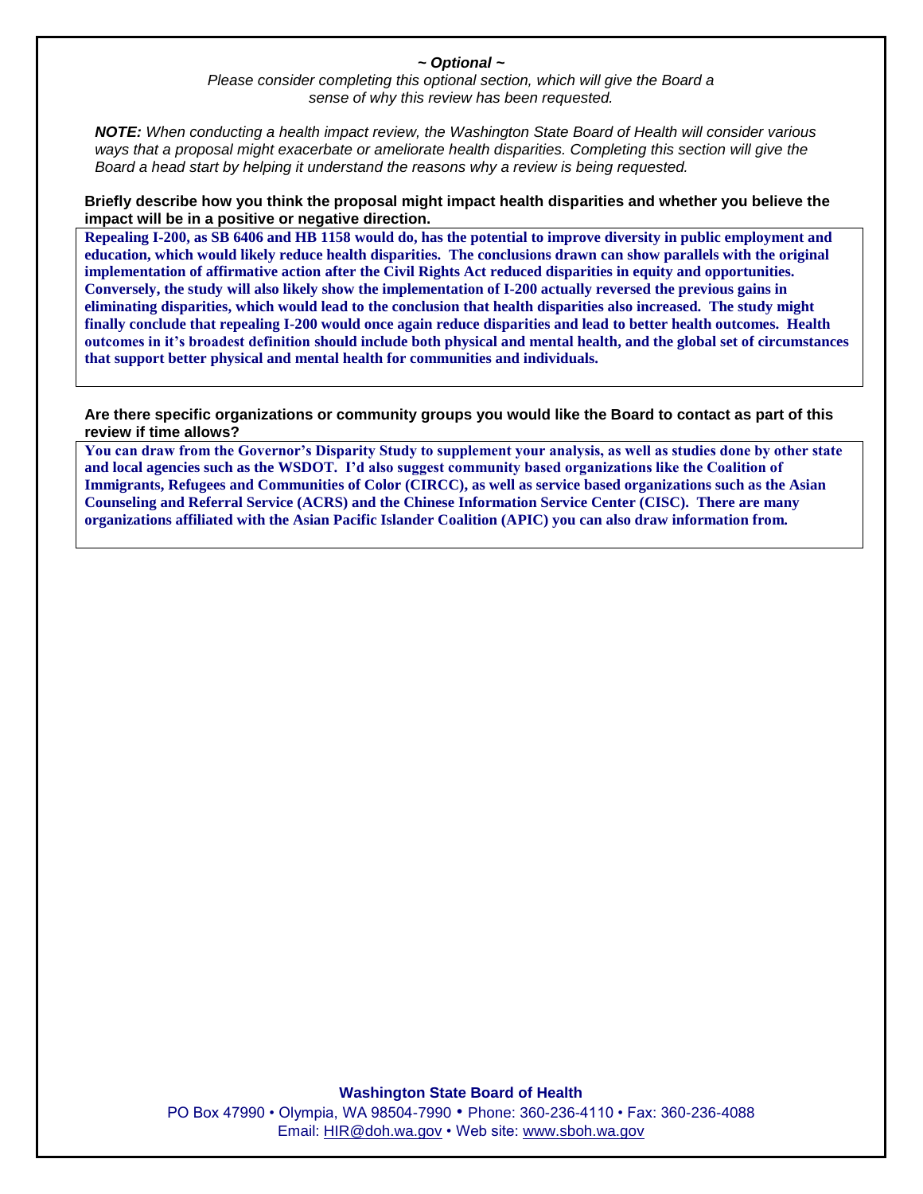***~ Optional ~***

*Please consider completing this optional section, which will give the Board a sense of why this review has been requested.*

***NOTE:*** *When conducting a health impact review, the Washington State Board of Health will consider various ways that a proposal might exacerbate or ameliorate health disparities. Completing this section will give the Board a head start by helping it understand the reasons why a review is being requested.*

**Briefly describe how you think the proposal might impact health disparities and whether you believe the impact will be in a positive or negative direction.**

**Repealing I-200, as SB 6406 and HB 1158 would do, has the potential to improve diversity in public employment and education, which would likely reduce health disparities. The conclusions drawn can show parallels with the original implementation of affirmative action after the Civil Rights Act reduced disparities in equity and opportunities. Conversely, the study will also likely show the implementation of I-200 actually reversed the previous gains in eliminating disparities, which would lead to the conclusion that health disparities also increased. The study might finally conclude that repealing I-200 would once again reduce disparities and lead to better health outcomes. Health outcomes in it's broadest definition should include both physical and mental health, and the global set of circumstances that support better physical and mental health for communities and individuals.**

**Are there specific organizations or community groups you would like the Board to contact as part of this review if time allows?**

**You can draw from the Governor's Disparity Study to supplement your analysis, as well as studies done by other state and local agencies such as the WSDOT. I'd also suggest community based organizations like the Coalition of Immigrants, Refugees and Communities of Color (CIRCC), as well as service based organizations such as the Asian Counseling and Referral Service (ACRS) and the Chinese Information Service Center (CISC). There are many organizations affiliated with the Asian Pacific Islander Coalition (APIC) you can also draw information from.**

**Washington State Board of Health**

PO Box 47990 • Olympia, WA 98504-7990 • Phone: 360-236-4110 • Fax: 360-236-4088
Email: HIR@doh.wa.gov • Web site: www.sboh.wa.gov